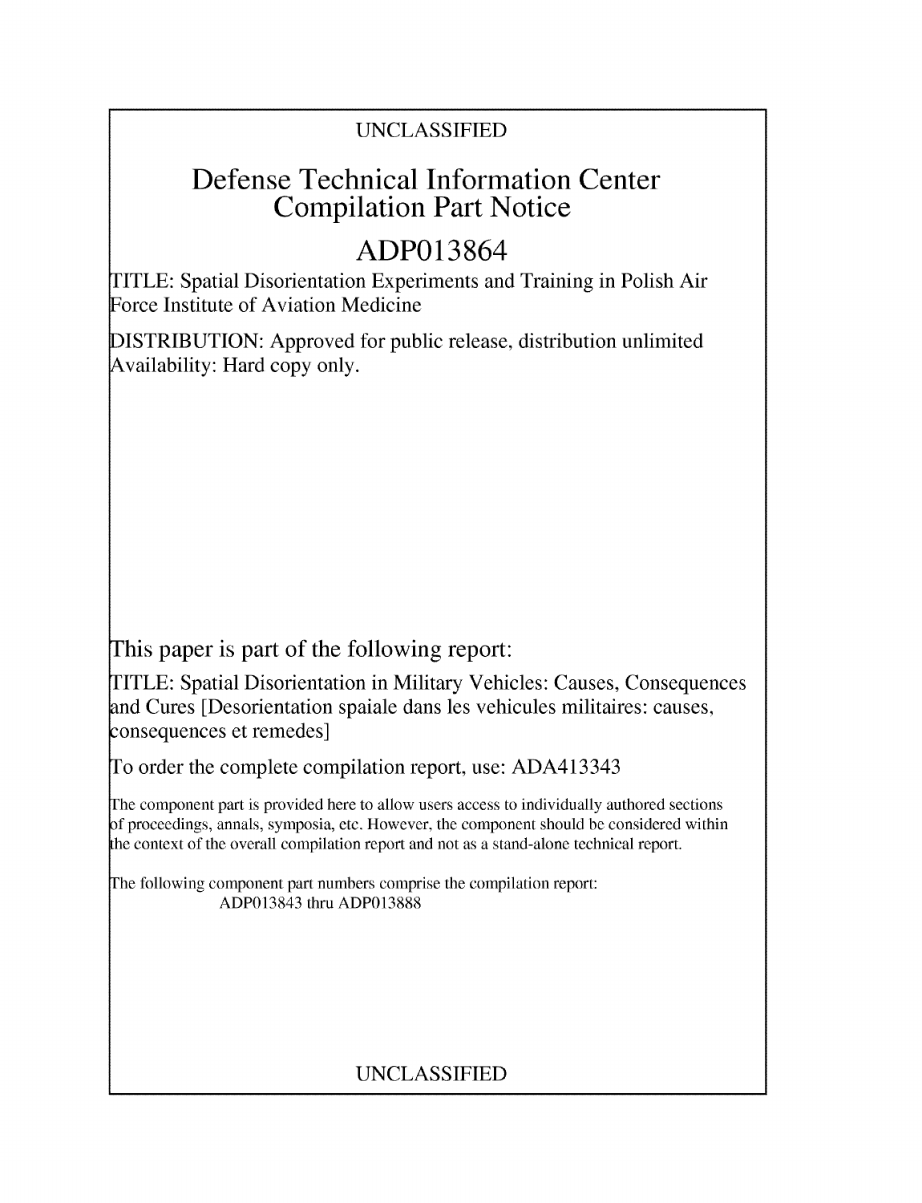UNCLASSIFIED

# Defense Technical Information Center Compilation Part Notice

## ADP013864

TITLE: Spatial Disorientation Experiments and Training in Polish Air Force Institute of Aviation Medicine

DISTRIBUTION: Approved for public release, distribution unlimited
Availability: Hard copy only.

This paper is part of the following report:

TITLE: Spatial Disorientation in Military Vehicles: Causes, Consequences and Cures [Desorientation spaiale dans les vehicules militaires: causes, consequences et remedes]

To order the complete compilation report, use: ADA413343

The component part is provided here to allow users access to individually authored sections of proceedings, annals, symposia, etc. However, the component should be considered within the context of the overall compilation report and not as a stand-alone technical report.

The following component part numbers comprise the compilation report:
ADP013843 thru ADP013888

UNCLASSIFIED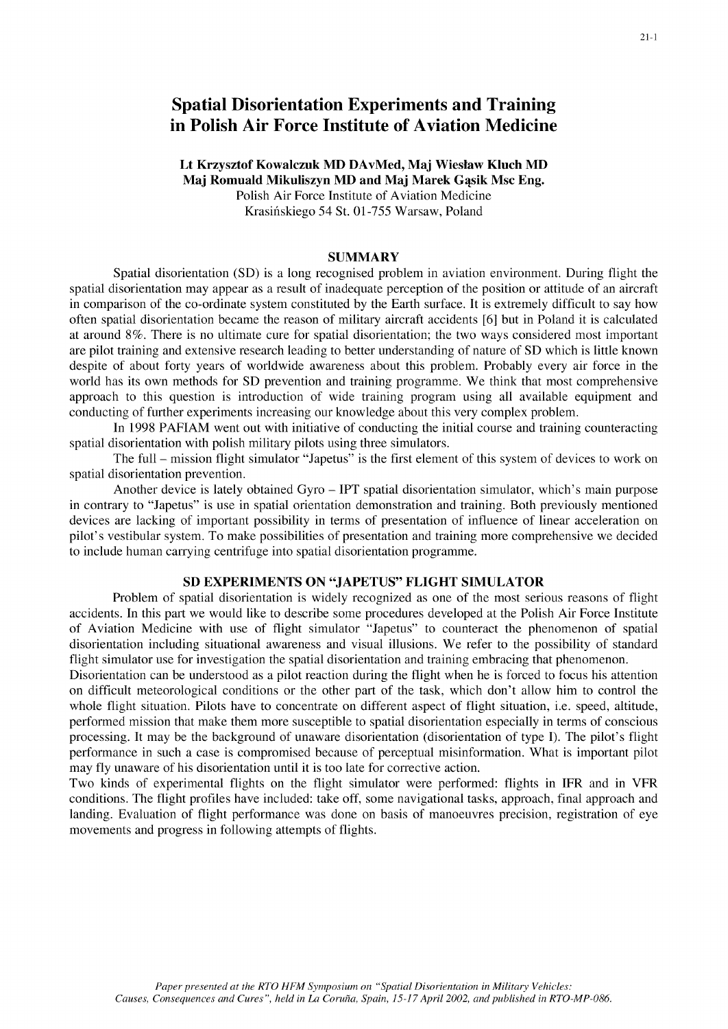# Spatial Disorientation Experiments and Training in Polish Air Force Institute of Aviation Medicine

**Lt Krzysztof Kowalczuk MD DAvMed, Maj Wiesław Kluch MD**
**Maj Romuald Mikuliszyn MD and Maj Marek Gąsik Msc Eng.**
Polish Air Force Institute of Aviation Medicine
Krasińskiego 54 St. 01-755 Warsaw, Poland

## SUMMARY

Spatial disorientation (SD) is a long recognised problem in aviation environment. During flight the spatial disorientation may appear as a result of inadequate perception of the position or attitude of an aircraft in comparison of the co-ordinate system constituted by the Earth surface. It is extremely difficult to say how often spatial disorientation became the reason of military aircraft accidents [6] but in Poland it is calculated at around 8%. There is no ultimate cure for spatial disorientation; the two ways considered most important are pilot training and extensive research leading to better understanding of nature of SD which is little known despite of about forty years of worldwide awareness about this problem. Probably every air force in the world has its own methods for SD prevention and training programme. We think that most comprehensive approach to this question is introduction of wide training program using all available equipment and conducting of further experiments increasing our knowledge about this very complex problem.

In 1998 PAFIAM went out with initiative of conducting the initial course and training counteracting spatial disorientation with polish military pilots using three simulators.

The full – mission flight simulator "Japetus" is the first element of this system of devices to work on spatial disorientation prevention.

Another device is lately obtained Gyro – IPT spatial disorientation simulator, which's main purpose in contrary to "Japetus" is use in spatial orientation demonstration and training. Both previously mentioned devices are lacking of important possibility in terms of presentation of influence of linear acceleration on pilot's vestibular system. To make possibilities of presentation and training more comprehensive we decided to include human carrying centrifuge into spatial disorientation programme.

## SD EXPERIMENTS ON "JAPETUS" FLIGHT SIMULATOR

Problem of spatial disorientation is widely recognized as one of the most serious reasons of flight accidents. In this part we would like to describe some procedures developed at the Polish Air Force Institute of Aviation Medicine with use of flight simulator "Japetus" to counteract the phenomenon of spatial disorientation including situational awareness and visual illusions. We refer to the possibility of standard flight simulator use for investigation the spatial disorientation and training embracing that phenomenon.

Disorientation can be understood as a pilot reaction during the flight when he is forced to focus his attention on difficult meteorological conditions or the other part of the task, which don't allow him to control the whole flight situation. Pilots have to concentrate on different aspect of flight situation, i.e. speed, altitude, performed mission that make them more susceptible to spatial disorientation especially in terms of conscious processing. It may be the background of unaware disorientation (disorientation of type I). The pilot's flight performance in such a case is compromised because of perceptual misinformation. What is important pilot may fly unaware of his disorientation until it is too late for corrective action.

Two kinds of experimental flights on the flight simulator were performed: flights in IFR and in VFR conditions. The flight profiles have included: take off, some navigational tasks, approach, final approach and landing. Evaluation of flight performance was done on basis of manoeuvres precision, registration of eye movements and progress in following attempts of flights.

*Paper presented at the RTO HFM Symposium on "Spatial Disorientation in Military Vehicles: Causes, Consequences and Cures", held in La Coruña, Spain, 15-17 April 2002, and published in RTO-MP-086.*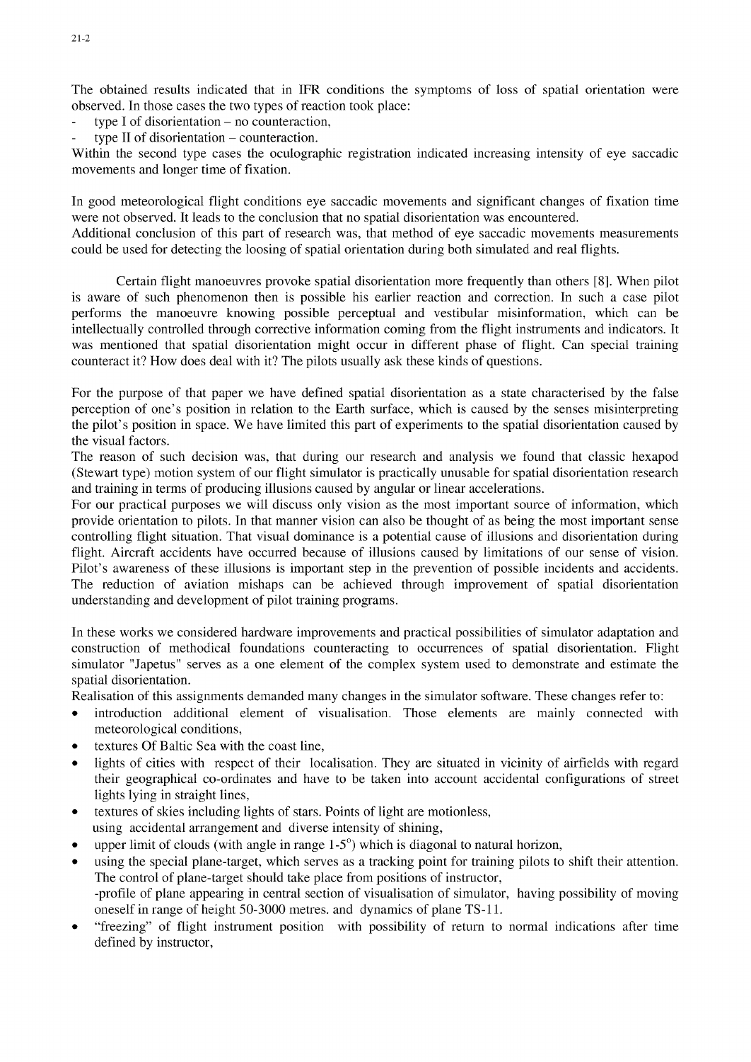The obtained results indicated that in IFR conditions the symptoms of loss of spatial orientation were observed. In those cases the two types of reaction took place:

- type I of disorientation – no counteraction,
- type II of disorientation – counteraction.

Within the second type cases the oculographic registration indicated increasing intensity of eye saccadic movements and longer time of fixation.

In good meteorological flight conditions eye saccadic movements and significant changes of fixation time were not observed. It leads to the conclusion that no spatial disorientation was encountered.
Additional conclusion of this part of research was, that method of eye saccadic movements measurements could be used for detecting the loosing of spatial orientation during both simulated and real flights.

Certain flight manoeuvres provoke spatial disorientation more frequently than others [8]. When pilot is aware of such phenomenon then is possible his earlier reaction and correction. In such a case pilot performs the manoeuvre knowing possible perceptual and vestibular misinformation, which can be intellectually controlled through corrective information coming from the flight instruments and indicators. It was mentioned that spatial disorientation might occur in different phase of flight. Can special training counteract it? How does deal with it? The pilots usually ask these kinds of questions.

For the purpose of that paper we have defined spatial disorientation as a state characterised by the false perception of one's position in relation to the Earth surface, which is caused by the senses misinterpreting the pilot's position in space. We have limited this part of experiments to the spatial disorientation caused by the visual factors.
The reason of such decision was, that during our research and analysis we found that classic hexapod (Stewart type) motion system of our flight simulator is practically unusable for spatial disorientation research and training in terms of producing illusions caused by angular or linear accelerations.
For our practical purposes we will discuss only vision as the most important source of information, which provide orientation to pilots. In that manner vision can also be thought of as being the most important sense controlling flight situation. That visual dominance is a potential cause of illusions and disorientation during flight. Aircraft accidents have occurred because of illusions caused by limitations of our sense of vision. Pilot's awareness of these illusions is important step in the prevention of possible incidents and accidents. The reduction of aviation mishaps can be achieved through improvement of spatial disorientation understanding and development of pilot training programs.

In these works we considered hardware improvements and practical possibilities of simulator adaptation and construction of methodical foundations counteracting to occurrences of spatial disorientation. Flight simulator "Japetus" serves as a one element of the complex system used to demonstrate and estimate the spatial disorientation.
Realisation of this assignments demanded many changes in the simulator software. These changes refer to:

- introduction additional element of visualisation. Those elements are mainly connected with meteorological conditions,
- textures Of Baltic Sea with the coast line,
- lights of cities with respect of their localisation. They are situated in vicinity of airfields with regard their geographical co-ordinates and have to be taken into account accidental configurations of street lights lying in straight lines,
- textures of skies including lights of stars. Points of light are motionless, using accidental arrangement and diverse intensity of shining,
- upper limit of clouds (with angle in range 1-5°) which is diagonal to natural horizon,
- using the special plane-target, which serves as a tracking point for training pilots to shift their attention. The control of plane-target should take place from positions of instructor,
  -profile of plane appearing in central section of visualisation of simulator, having possibility of moving oneself in range of height 50-3000 metres. and dynamics of plane TS-11.
- "freezing" of flight instrument position with possibility of return to normal indications after time defined by instructor,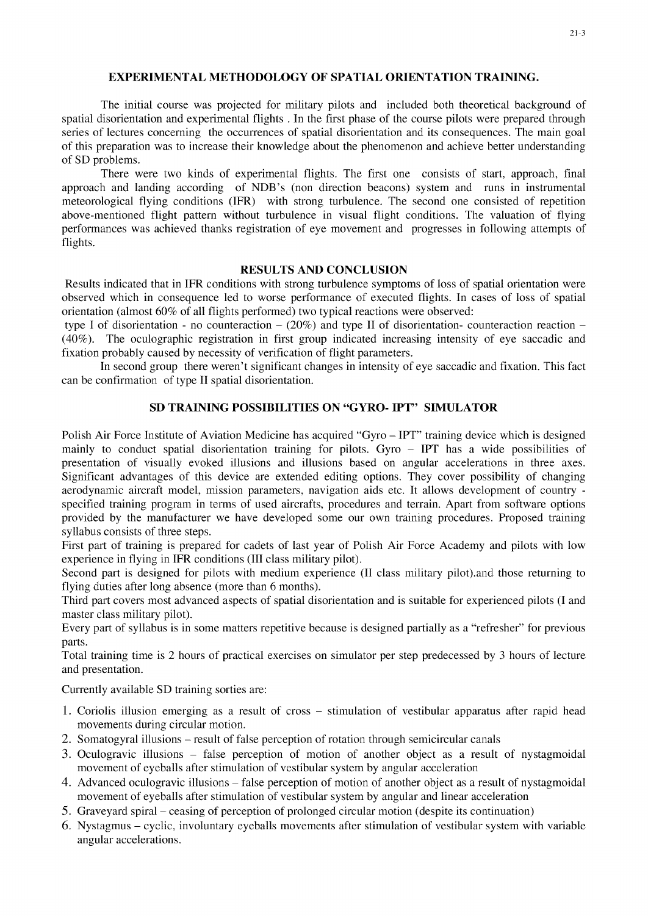## EXPERIMENTAL METHODOLOGY OF SPATIAL ORIENTATION TRAINING.

The initial course was projected for military pilots and included both theoretical background of spatial disorientation and experimental flights . In the first phase of the course pilots were prepared through series of lectures concerning the occurrences of spatial disorientation and its consequences. The main goal of this preparation was to increase their knowledge about the phenomenon and achieve better understanding of SD problems.

There were two kinds of experimental flights. The first one consists of start, approach, final approach and landing according of NDB's (non direction beacons) system and runs in instrumental meteorological flying conditions (IFR) with strong turbulence. The second one consisted of repetition above-mentioned flight pattern without turbulence in visual flight conditions. The valuation of flying performances was achieved thanks registration of eye movement and progresses in following attempts of flights.

## RESULTS AND CONCLUSION

Results indicated that in IFR conditions with strong turbulence symptoms of loss of spatial orientation were observed which in consequence led to worse performance of executed flights. In cases of loss of spatial orientation (almost 60% of all flights performed) two typical reactions were observed:
type I of disorientation - no counteraction – (20%) and type II of disorientation- counteraction reaction – (40%). The oculographic registration in first group indicated increasing intensity of eye saccadic and fixation probably caused by necessity of verification of flight parameters.

In second group there weren't significant changes in intensity of eye saccadic and fixation. This fact can be confirmation of type II spatial disorientation.

## SD TRAINING POSSIBILITIES ON "GYRO- IPT" SIMULATOR

Polish Air Force Institute of Aviation Medicine has acquired "Gyro – IPT" training device which is designed mainly to conduct spatial disorientation training for pilots. Gyro – IPT has a wide possibilities of presentation of visually evoked illusions and illusions based on angular accelerations in three axes. Significant advantages of this device are extended editing options. They cover possibility of changing aerodynamic aircraft model, mission parameters, navigation aids etc. It allows development of country - specified training program in terms of used aircrafts, procedures and terrain. Apart from software options provided by the manufacturer we have developed some our own training procedures. Proposed training syllabus consists of three steps.

First part of training is prepared for cadets of last year of Polish Air Force Academy and pilots with low experience in flying in IFR conditions (III class military pilot).

Second part is designed for pilots with medium experience (II class military pilot).and those returning to flying duties after long absence (more than 6 months).

Third part covers most advanced aspects of spatial disorientation and is suitable for experienced pilots (I and master class military pilot).

Every part of syllabus is in some matters repetitive because is designed partially as a "refresher" for previous parts.

Total training time is 2 hours of practical exercises on simulator per step predecessed by 3 hours of lecture and presentation.

Currently available SD training sorties are:

1. Coriolis illusion emerging as a result of cross – stimulation of vestibular apparatus after rapid head movements during circular motion.
2. Somatogyral illusions – result of false perception of rotation through semicircular canals
3. Oculogravic illusions – false perception of motion of another object as a result of nystagmoidal movement of eyeballs after stimulation of vestibular system by angular acceleration
4. Advanced oculogravic illusions – false perception of motion of another object as a result of nystagmoidal movement of eyeballs after stimulation of vestibular system by angular and linear acceleration
5. Graveyard spiral – ceasing of perception of prolonged circular motion (despite its continuation)
6. Nystagmus – cyclic, involuntary eyeballs movements after stimulation of vestibular system with variable angular accelerations.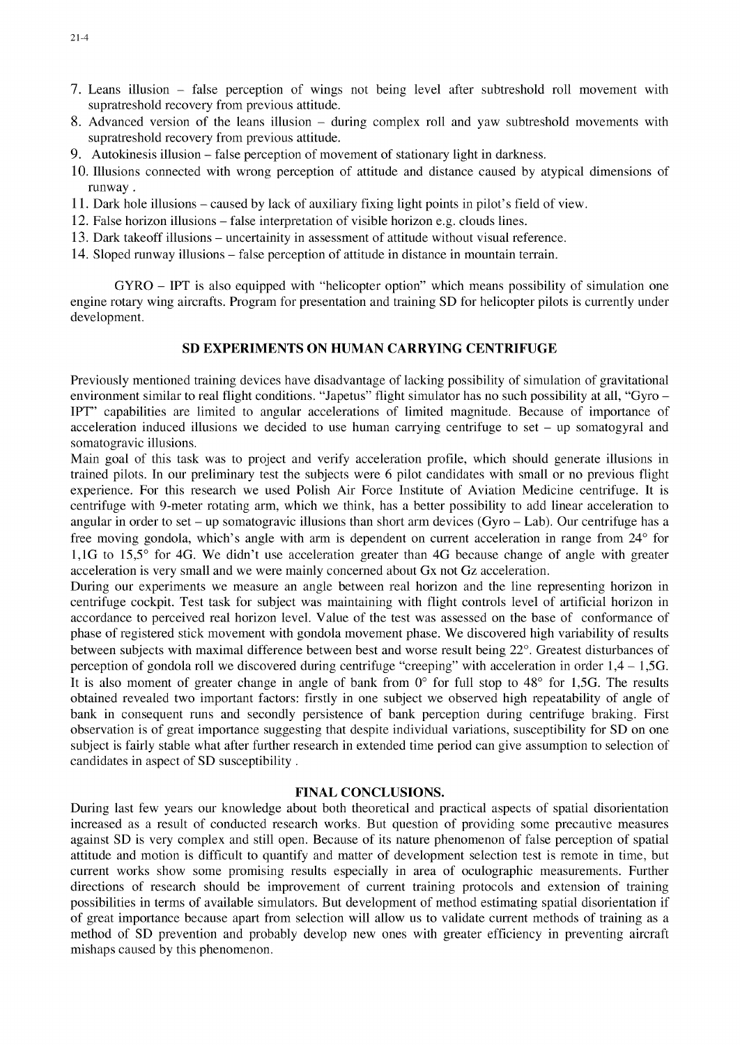7. Leans illusion – false perception of wings not being level after subtreshold roll movement with supratreshold recovery from previous attitude.
8. Advanced version of the leans illusion – during complex roll and yaw subtreshold movements with supratreshold recovery from previous attitude.
9. Autokinesis illusion – false perception of movement of stationary light in darkness.
10. Illusions connected with wrong perception of attitude and distance caused by atypical dimensions of runway .
11. Dark hole illusions – caused by lack of auxiliary fixing light points in pilot's field of view.
12. False horizon illusions – false interpretation of visible horizon e.g. clouds lines.
13. Dark takeoff illusions – uncertainity in assessment of attitude without visual reference.
14. Sloped runway illusions – false perception of attitude in distance in mountain terrain.

GYRO – IPT is also equipped with "helicopter option" which means possibility of simulation one engine rotary wing aircrafts. Program for presentation and training SD for helicopter pilots is currently under development.

## SD EXPERIMENTS ON HUMAN CARRYING CENTRIFUGE

Previously mentioned training devices have disadvantage of lacking possibility of simulation of gravitational environment similar to real flight conditions. "Japetus" flight simulator has no such possibility at all, "Gyro – IPT" capabilities are limited to angular accelerations of limited magnitude. Because of importance of acceleration induced illusions we decided to use human carrying centrifuge to set – up somatogyral and somatogravic illusions.

Main goal of this task was to project and verify acceleration profile, which should generate illusions in trained pilots. In our preliminary test the subjects were 6 pilot candidates with small or no previous flight experience. For this research we used Polish Air Force Institute of Aviation Medicine centrifuge. It is centrifuge with 9-meter rotating arm, which we think, has a better possibility to add linear acceleration to angular in order to set – up somatogravic illusions than short arm devices (Gyro – Lab). Our centrifuge has a free moving gondola, which's angle with arm is dependent on current acceleration in range from 24° for 1,1G to 15,5° for 4G. We didn't use acceleration greater than 4G because change of angle with greater acceleration is very small and we were mainly concerned about Gx not Gz acceleration.

During our experiments we measure an angle between real horizon and the line representing horizon in centrifuge cockpit. Test task for subject was maintaining with flight controls level of artificial horizon in accordance to perceived real horizon level. Value of the test was assessed on the base of conformance of phase of registered stick movement with gondola movement phase. We discovered high variability of results between subjects with maximal difference between best and worse result being 22°. Greatest disturbances of perception of gondola roll we discovered during centrifuge "creeping" with acceleration in order 1,4 – 1,5G. It is also moment of greater change in angle of bank from 0° for full stop to 48° for 1,5G. The results obtained revealed two important factors: firstly in one subject we observed high repeatability of angle of bank in consequent runs and secondly persistence of bank perception during centrifuge braking. First observation is of great importance suggesting that despite individual variations, susceptibility for SD on one subject is fairly stable what after further research in extended time period can give assumption to selection of candidates in aspect of SD susceptibility .

## FINAL CONCLUSIONS.

During last few years our knowledge about both theoretical and practical aspects of spatial disorientation increased as a result of conducted research works. But question of providing some precautive measures against SD is very complex and still open. Because of its nature phenomenon of false perception of spatial attitude and motion is difficult to quantify and matter of development selection test is remote in time, but current works show some promising results especially in area of oculographic measurements. Further directions of research should be improvement of current training protocols and extension of training possibilities in terms of available simulators. But development of method estimating spatial disorientation if of great importance because apart from selection will allow us to validate current methods of training as a method of SD prevention and probably develop new ones with greater efficiency in preventing aircraft mishaps caused by this phenomenon.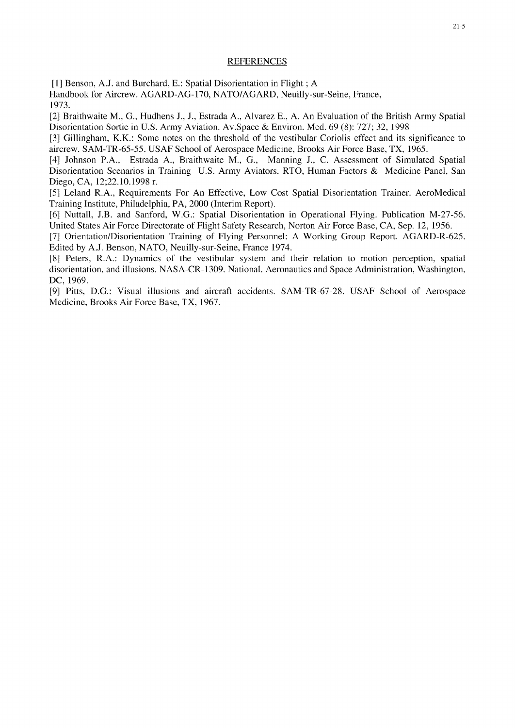## REFERENCES

[1] Benson, A.J. and Burchard, E.: Spatial Disorientation in Flight ; A Handbook for Aircrew. AGARD-AG-170, NATO/AGARD, Neuilly-sur-Seine, France, 1973.

[2] Braithwaite M., G., Hudhens J., J., Estrada A., Alvarez E., A. An Evaluation of the British Army Spatial Disorientation Sortie in U.S. Army Aviation. Av.Space & Environ. Med. 69 (8): 727; 32, 1998

[3] Gillingham, K.K.: Some notes on the threshold of the vestibular Coriolis effect and its significance to aircrew. SAM-TR-65-55. USAF School of Aerospace Medicine, Brooks Air Force Base, TX, 1965.

[4] Johnson P.A., Estrada A., Braithwaite M., G., Manning J., C. Assessment of Simulated Spatial Disorientation Scenarios in Training U.S. Army Aviators. RTO, Human Factors & Medicine Panel, San Diego, CA, 12;22.10.1998 r.

[5] Leland R.A., Requirements For An Effective, Low Cost Spatial Disorientation Trainer. AeroMedical Training Institute, Philadelphia, PA, 2000 (Interim Report).

[6] Nuttall, J.B. and Sanford, W.G.: Spatial Disorientation in Operational Flying. Publication M-27-56. United States Air Force Directorate of Flight Safety Research, Norton Air Force Base, CA, Sep. 12, 1956.

[7] Orientation/Disorientation Training of Flying Personnel: A Working Group Report. AGARD-R-625. Edited by A.J. Benson, NATO, Neuilly-sur-Seine, France 1974.

[8] Peters, R.A.: Dynamics of the vestibular system and their relation to motion perception, spatial disorientation, and illusions. NASA-CR-1309. National. Aeronautics and Space Administration, Washington, DC, 1969.

[9] Pitts, D.G.: Visual illusions and aircraft accidents. SAM-TR-67-28. USAF School of Aerospace Medicine, Brooks Air Force Base, TX, 1967.